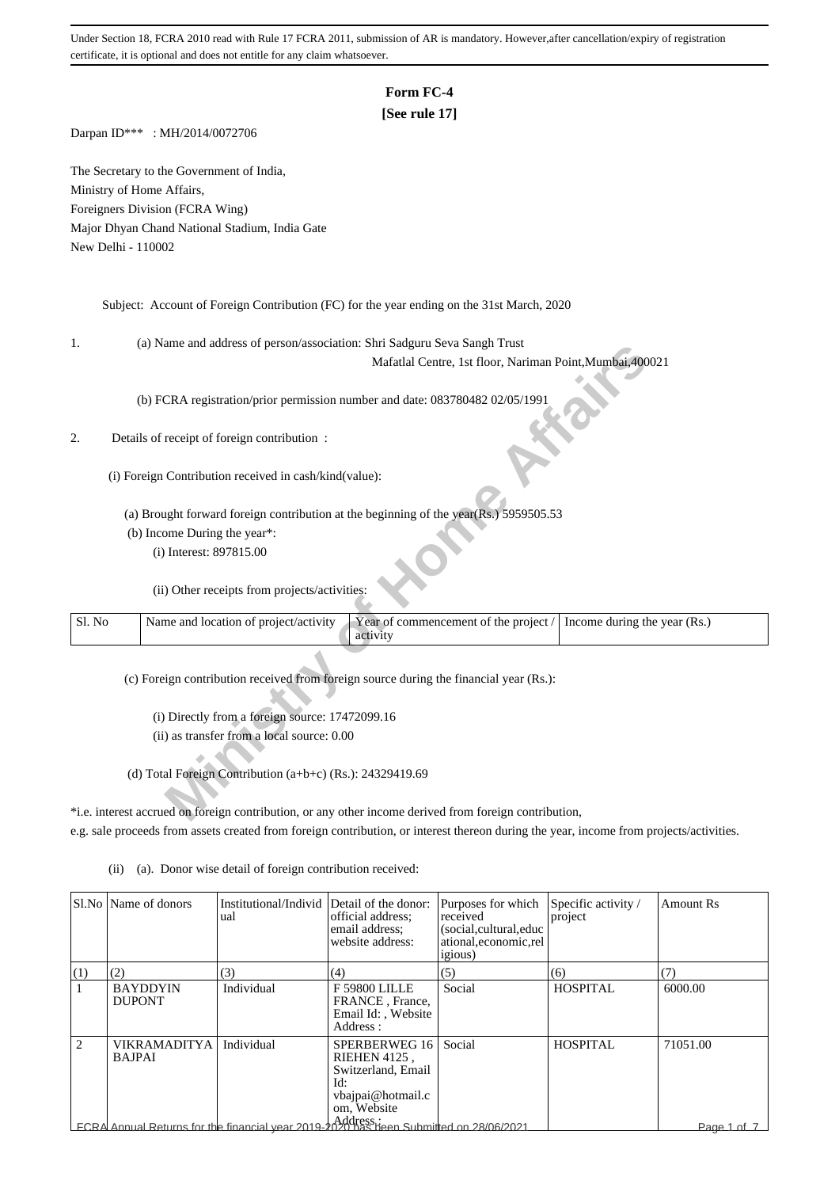Under Section 18, FCRA 2010 read with Rule 17 FCRA 2011, submission of AR is mandatory. However,after cancellation/expiry of registration certificate, it is optional and does not entitle for any claim whatsoever.

# Form FC-4

**[See rule 17]**

Darpan ID*** : MH/2014/0072706

The Secretary to the Government of India,
Ministry of Home Affairs,
Foreigners Division (FCRA Wing)
Major Dhyan Chand National Stadium, India Gate
New Delhi - 110002

Subject: Account of Foreign Contribution (FC) for the year ending on the 31st March, 2020

1. (a) Name and address of person/association: Shri Sadguru Seva Sangh Trust
Mafatlal Centre, 1st floor, Nariman Point,Mumbai,400021

(b) FCRA registration/prior permission number and date: 083780482 02/05/1991

2. Details of receipt of foreign contribution :

(i) Foreign Contribution received in cash/kind(value):

(a) Brought forward foreign contribution at the beginning of the year(Rs.) 5959505.53

(b) Income During the year*:

(i) Interest: 897815.00

(ii) Other receipts from projects/activities:

| Sl. No | Name and location of project/activity | Year of commencement of the project / activity | Income during the year (Rs.) |
|---|---|---|---|

(c) Foreign contribution received from foreign source during the financial year (Rs.):

(i) Directly from a foreign source: 17472099.16

(ii) as transfer from a local source: 0.00

(d) Total Foreign Contribution (a+b+c) (Rs.): 24329419.69

*i.e. interest accrued on foreign contribution, or any other income derived from foreign contribution, e.g. sale proceeds from assets created from foreign contribution, or interest thereon during the year, income from projects/activities.

(ii) (a). Donor wise detail of foreign contribution received:

| Sl.No | Name of donors | Institutional/Individual | Detail of the donor: official address; email address; website address: | Purposes for which received (social,cultural,educational,economic,religious) | Specific activity / project | Amount Rs |
|---|---|---|---|---|---|---|
| (1) | (2) | (3) | (4) | (5) | (6) | (7) |
| 1 | BAYDDYIN DUPONT | Individual | F 59800 LILLE FRANCE , France, Email Id: , Website Address : | Social | HOSPITAL | 6000.00 |
| 2 | VIKRAMADITYA BAJPAI | Individual | SPERBERWEG 16 RIEHEN 4125 , Switzerland, Email Id: vbajpai@hotmail.com, Website Address : | Social | HOSPITAL | 71051.00 |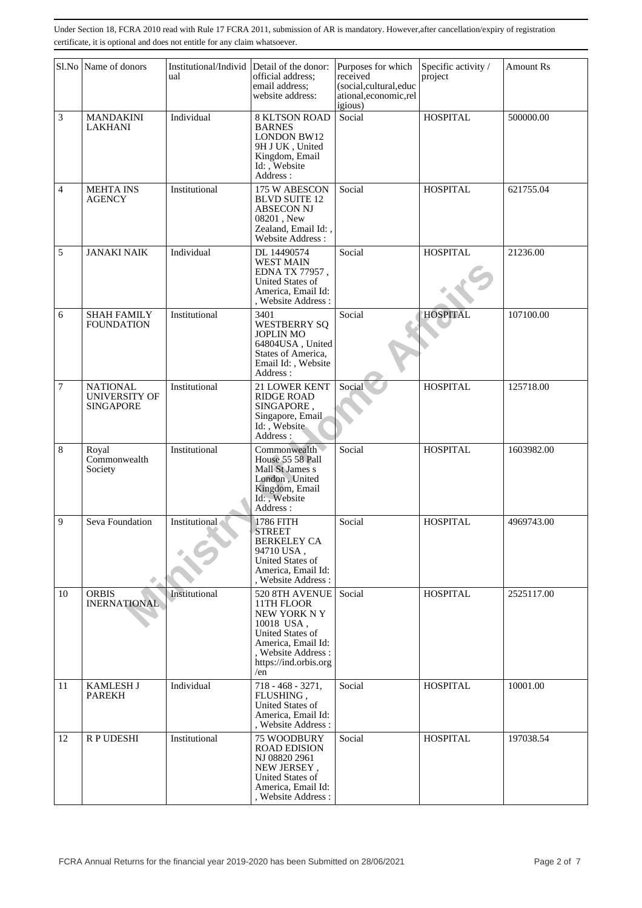Under Section 18, FCRA 2010 read with Rule 17 FCRA 2011, submission of AR is mandatory. However,after cancellation/expiry of registration certificate, it is optional and does not entitle for any claim whatsoever.

| Sl.No | Name of donors | Institutional/Individual | Detail of the donor: official address; email address; website address: | Purposes for which received (social,cultural,educational,economic,religious) | Specific activity / project | Amount Rs |
|---|---|---|---|---|---|---|
| 3 | MANDAKINI LAKHANI | Individual | 8 KLTSON ROAD BARNES LONDON BW12 9H J UK , United Kingdom, Email Id: , Website Address : | Social | HOSPITAL | 500000.00 |
| 4 | MEHTA INS AGENCY | Institutional | 175 W ABESCON BLVD SUITE 12 ABSECON NJ 08201 , New Zealand, Email Id: , Website Address : | Social | HOSPITAL | 621755.04 |
| 5 | JANAKI NAIK | Individual | DL 14490574 WEST MAIN EDNA TX 77957 , United States of America, Email Id: , Website Address : | Social | HOSPITAL | 21236.00 |
| 6 | SHAH FAMILY FOUNDATION | Institutional | 3401 WESTBERRY SQ JOPLIN MO 64804USA , United States of America, Email Id: , Website Address : | Social | HOSPITAL | 107100.00 |
| 7 | NATIONAL UNIVERSITY OF SINGAPORE | Institutional | 21 LOWER KENT RIDGE ROAD SINGAPORE , Singapore, Email Id: , Website Address : | Social | HOSPITAL | 125718.00 |
| 8 | Royal Commonwealth Society | Institutional | Commonwealth House 55 58 Pall Mall St James s London , United Kingdom, Email Id: , Website Address : | Social | HOSPITAL | 1603982.00 |
| 9 | Seva Foundation | Institutional | 1786 FITH STREET BERKELEY CA 94710 USA , United States of America, Email Id: , Website Address : | Social | HOSPITAL | 4969743.00 |
| 10 | ORBIS INERNATIONAL | Institutional | 520 8TH AVENUE 11TH FLOOR NEW YORK N Y 10018 USA , United States of America, Email Id: , Website Address : https://ind.orbis.org/en | Social | HOSPITAL | 2525117.00 |
| 11 | KAMLESH J PAREKH | Individual | 718 - 468 - 3271, FLUSHING , United States of America, Email Id: , Website Address : | Social | HOSPITAL | 10001.00 |
| 12 | R P UDESHI | Institutional | 75 WOODBURY ROAD EDISION NJ 08820 2961 NEW JERSEY , United States of America, Email Id: , Website Address : | Social | HOSPITAL | 197038.54 |

FCRA Annual Returns for the financial year 2019-2020 has been Submitted on 28/06/2021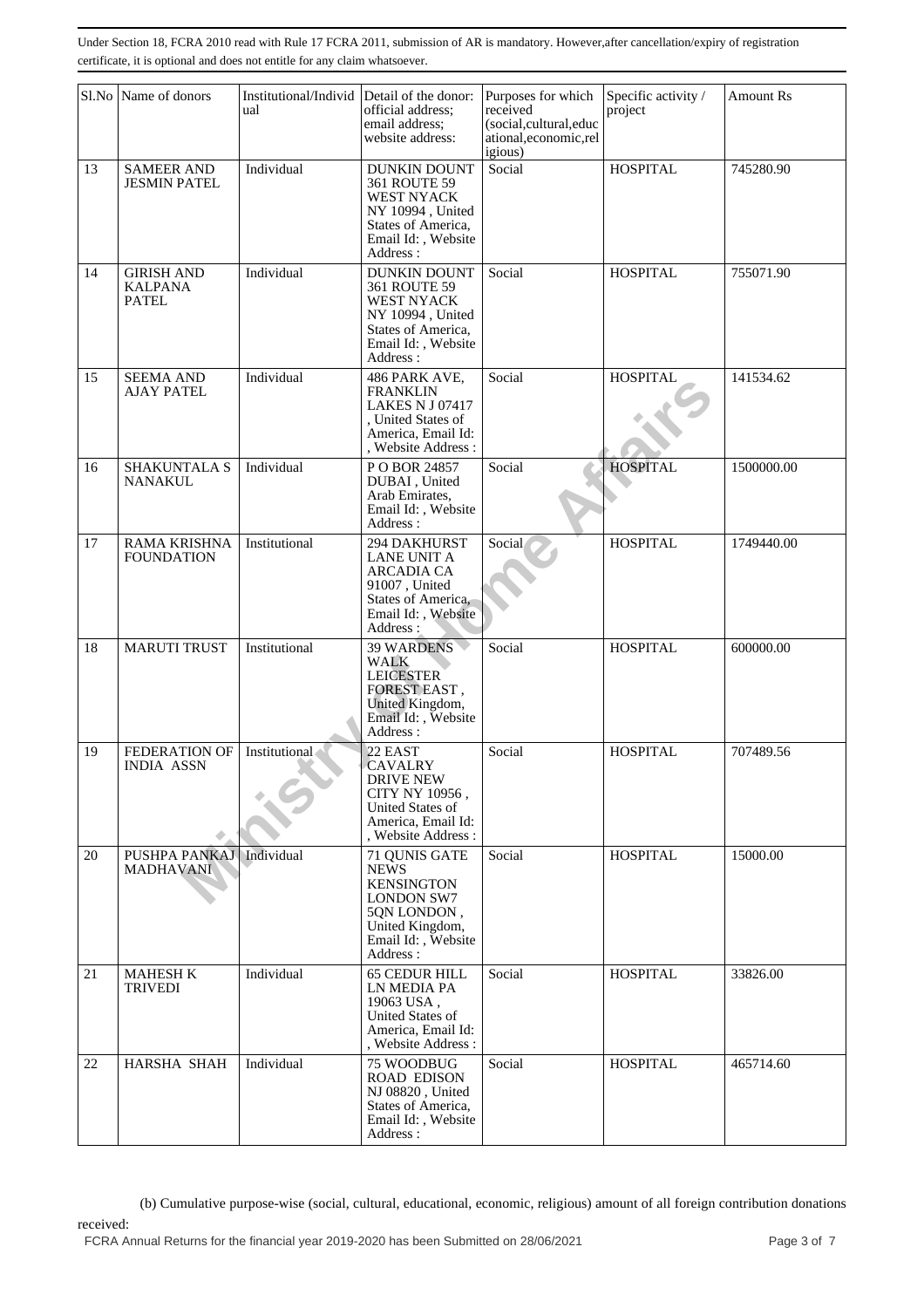Under Section 18, FCRA 2010 read with Rule 17 FCRA 2011, submission of AR is mandatory. However,after cancellation/expiry of registration certificate, it is optional and does not entitle for any claim whatsoever.

| Sl.No | Name of donors | Institutional/Individual | Detail of the donor: official address; email address; website address: | Purposes for which received (social,cultural,educational,economic,religious) | Specific activity / project | Amount Rs |
|---|---|---|---|---|---|---|
| 13 | SAMEER AND JESMIN PATEL | Individual | DUNKIN DOUNT 361 ROUTE 59 WEST NYACK NY 10994 , United States of America, Email Id: , Website Address : | Social | HOSPITAL | 745280.90 |
| 14 | GIRISH AND KALPANA PATEL | Individual | DUNKIN DOUNT 361 ROUTE 59 WEST NYACK NY 10994 , United States of America, Email Id: , Website Address : | Social | HOSPITAL | 755071.90 |
| 15 | SEEMA AND AJAY PATEL | Individual | 486 PARK AVE, FRANKLIN LAKES N J 07417 , United States of America, Email Id: , Website Address : | Social | HOSPITAL | 141534.62 |
| 16 | SHAKUNTALA S NANAKUL | Individual | P O BOR 24857 DUBAI , United Arab Emirates, Email Id: , Website Address : | Social | HOSPITAL | 1500000.00 |
| 17 | RAMA KRISHNA FOUNDATION | Institutional | 294 DAKHURST LANE UNIT A ARCADIA CA 91007 , United States of America, Email Id: , Website Address : | Social | HOSPITAL | 1749440.00 |
| 18 | MARUTI TRUST | Institutional | 39 WARDENS WALK LEICESTER FOREST EAST , United Kingdom, Email Id: , Website Address : | Social | HOSPITAL | 600000.00 |
| 19 | FEDERATION OF INDIA ASSN | Institutional | 22 EAST CAVALRY DRIVE NEW CITY NY 10956 , United States of America, Email Id: , Website Address : | Social | HOSPITAL | 707489.56 |
| 20 | PUSHPA PANKAJ MADHAVANI | Individual | 71 QUNIS GATE NEWS KENSINGTON LONDON SW7 5QN LONDON , United Kingdom, Email Id: , Website Address : | Social | HOSPITAL | 15000.00 |
| 21 | MAHESH K TRIVEDI | Individual | 65 CEDUR HILL LN MEDIA PA 19063 USA , United States of America, Email Id: , Website Address : | Social | HOSPITAL | 33826.00 |
| 22 | HARSHA SHAH | Individual | 75 WOODBUG ROAD EDISON NJ 08820 , United States of America, Email Id: , Website Address : | Social | HOSPITAL | 465714.60 |

(b) Cumulative purpose-wise (social, cultural, educational, economic, religious) amount of all foreign contribution donations received:

FCRA Annual Returns for the financial year 2019-2020 has been Submitted on 28/06/2021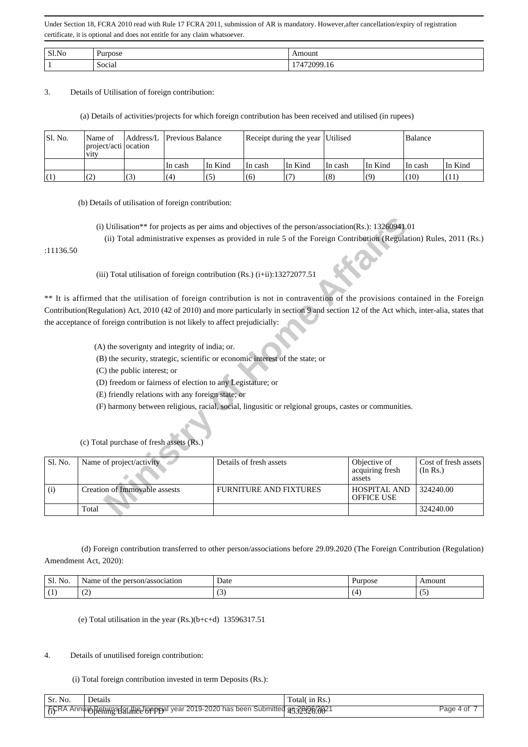Under Section 18, FCRA 2010 read with Rule 17 FCRA 2011, submission of AR is mandatory. However,after cancellation/expiry of registration certificate, it is optional and does not entitle for any claim whatsoever.

| Sl.No | Purpose | Amount |
|---|---|---|
| 1 | Social | 17472099.16 |

3. Details of Utilisation of foreign contribution:

(a) Details of activities/projects for which foreign contribution has been received and utilised (in rupees)

| Sl. No. | Name of project/activity | Address/Location | Previous Balance | | Receipt during the year | | Utilised | | Balance | |
|---|---|---|---|---|---|---|---|---|---|---|
| | | | In cash | In Kind | In cash | In Kind | In cash | In Kind | In cash | In Kind |
| (1) | (2) | (3) | (4) | (5) | (6) | (7) | (8) | (9) | (10) | (11) |

(b) Details of utilisation of foreign contribution:

(i) Utilisation** for projects as per aims and objectives of the person/association(Rs.): 13260941.01

(ii) Total administrative expenses as provided in rule 5 of the Foreign Contribution (Regulation) Rules, 2011 (Rs.) :11136.50

(iii) Total utilisation of foreign contribution (Rs.) (i+ii):13272077.51

** It is affirmed that the utilisation of foreign contribution is not in contravention of the provisions contained in the Foreign Contribution(Regulation) Act, 2010 (42 of 2010) and more particularly in section 9 and section 12 of the Act which, inter-alia, states that the acceptance of foreign contribution is not likely to affect prejudicially:

(A) the soverignty and integrity of india; or.

(B) the security, strategic, scientific or economic interest of the state; or

(C) the public interest; or

(D) freedom or fairness of election to any Legistature; or

(E) friendly relations with any foreign state; or

(F) harmony between religious, racial, social, lingusitic or relgional groups, castes or communities.

(c) Total purchase of fresh assets (Rs.)

| Sl. No. | Name of project/activity | Details of fresh assets | Objective of acquiring fresh assets | Cost of fresh assets (In Rs.) |
|---|---|---|---|---|
| (i) | Creation of Immovable assests | FURNITURE AND FIXTURES | HOSPITAL AND OFFICE USE | 324240.00 |
| | Total | | | 324240.00 |

(d) Foreign contribution transferred to other person/associations before 29.09.2020 (The Foreign Contribution (Regulation) Amendment Act, 2020):

| Sl. No. | Name of the person/association | Date | Purpose | Amount |
|---|---|---|---|---|
| (1) | (2) | (3) | (4) | (5) |

(e) Total utilisation in the year (Rs.)(b+c+d) 13596317.51

4. Details of unutilised foreign contribution:

(i) Total foreign contribution invested in term Deposits (Rs.):

| Sr. No. | Details | Total( in Rs.) |
|---|---|---|
| (i) | Opening Balance of FD | 4532526.00 |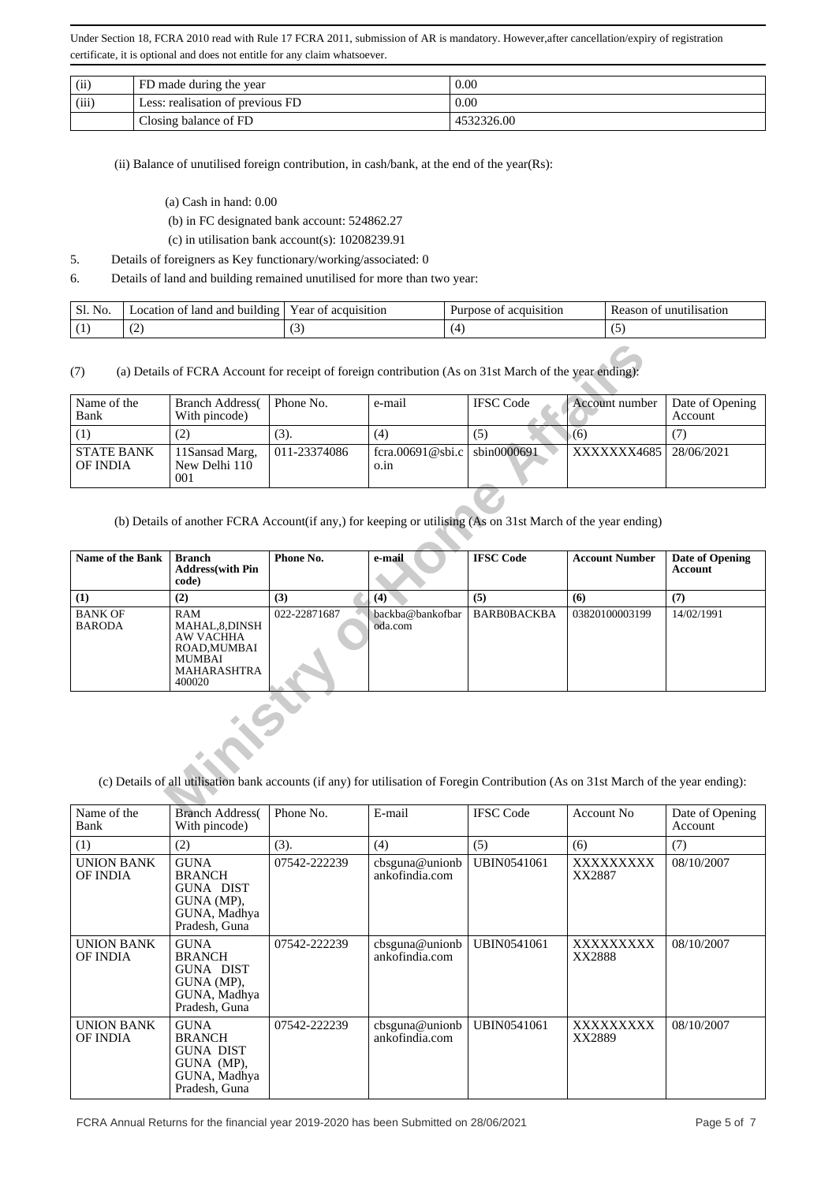Under Section 18, FCRA 2010 read with Rule 17 FCRA 2011, submission of AR is mandatory. However,after cancellation/expiry of registration certificate, it is optional and does not entitle for any claim whatsoever.

| (ii) | FD made during the year | 0.00 |
|---|---|---|
| (iii) | Less: realisation of previous FD | 0.00 |
| | Closing balance of FD | 4532326.00 |

(ii) Balance of unutilised foreign contribution, in cash/bank, at the end of the year(Rs):

(a) Cash in hand: 0.00

(b) in FC designated bank account: 524862.27

(c) in utilisation bank account(s): 10208239.91

5. Details of foreigners as Key functionary/working/associated: 0

6. Details of land and building remained unutilised for more than two year:

| Sl. No. | Location of land and building | Year of acquisition | Purpose of acquisition | Reason of unutilisation |
|---|---|---|---|---|
| (1) | (2) | (3) | (4) | (5) |

(7) (a) Details of FCRA Account for receipt of foreign contribution (As on 31st March of the year ending):

| Name of the Bank | Branch Address( With pincode) | Phone No. | e-mail | IFSC Code | Account number | Date of Opening Account |
|---|---|---|---|---|---|---|
| (1) | (2) | (3). | (4) | (5) | (6) | (7) |
| STATE BANK OF INDIA | 11Sansad Marg, New Delhi 110 001 | 011-23374086 | fcra.00691@sbi.co.in | sbin0000691 | XXXXXXX4685 | 28/06/2021 |

(b) Details of another FCRA Account(if any,) for keeping or utilising (As on 31st March of the year ending)

| Name of the Bank | Branch Address(with Pin code) | Phone No. | e-mail | IFSC Code | Account Number | Date of Opening Account |
|---|---|---|---|---|---|---|
| (1) | (2) | (3) | (4) | (5) | (6) | (7) |
| BANK OF BARODA | RAM MAHAL,8,DINSHAW VACHHA ROAD,MUMBAI MUMBAI MAHARASHTRA 400020 | 022-22871687 | backba@bankofbaroda.com | BARB0BACKBA | 03820100003199 | 14/02/1991 |

(c) Details of all utilisation bank accounts (if any) for utilisation of Foregin Contribution (As on 31st March of the year ending):

| Name of the Bank | Branch Address( With pincode) | Phone No. | E-mail | IFSC Code | Account No | Date of Opening Account |
|---|---|---|---|---|---|---|
| (1) | (2) | (3). | (4) | (5) | (6) | (7) |
| UNION BANK OF INDIA | GUNA BRANCH GUNA DIST GUNA (MP), GUNA, Madhya Pradesh, Guna | 07542-222239 | cbsguna@unionbankofindia.com | UBIN0541061 | XXXXXXXXXX2887 | 08/10/2007 |
| UNION BANK OF INDIA | GUNA BRANCH GUNA DIST GUNA (MP), GUNA, Madhya Pradesh, Guna | 07542-222239 | cbsguna@unionbankofindia.com | UBIN0541061 | XXXXXXXXXX2888 | 08/10/2007 |
| UNION BANK OF INDIA | GUNA BRANCH GUNA DIST GUNA (MP), GUNA, Madhya Pradesh, Guna | 07542-222239 | cbsguna@unionbankofindia.com | UBIN0541061 | XXXXXXXXXX2889 | 08/10/2007 |

FCRA Annual Returns for the financial year 2019-2020 has been Submitted on 28/06/2021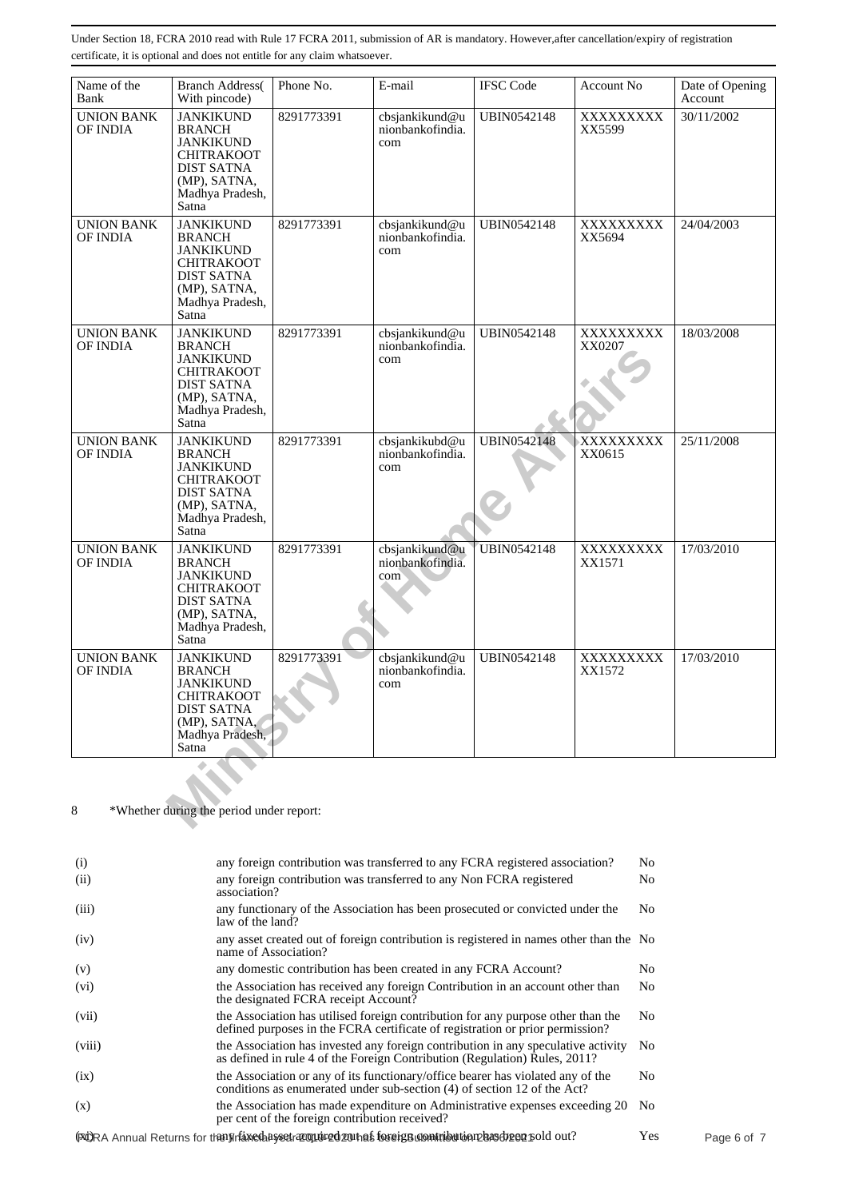Under Section 18, FCRA 2010 read with Rule 17 FCRA 2011, submission of AR is mandatory. However,after cancellation/expiry of registration certificate, it is optional and does not entitle for any claim whatsoever.

| Name of the Bank | Branch Address( With pincode) | Phone No. | E-mail | IFSC Code | Account No | Date of Opening Account |
|---|---|---|---|---|---|---|
| UNION BANK OF INDIA | JANKIKUND BRANCH JANKIKUND CHITRAKOOT DIST SATNA (MP), SATNA, Madhya Pradesh, Satna | 8291773391 | cbsjankikund@unionbankofindia.com | UBIN0542148 | XXXXXXXXXXX5599 | 30/11/2002 |
| UNION BANK OF INDIA | JANKIKUND BRANCH JANKIKUND CHITRAKOOT DIST SATNA (MP), SATNA, Madhya Pradesh, Satna | 8291773391 | cbsjankikund@unionbankofindia.com | UBIN0542148 | XXXXXXXXXXX5694 | 24/04/2003 |
| UNION BANK OF INDIA | JANKIKUND BRANCH JANKIKUND CHITRAKOOT DIST SATNA (MP), SATNA, Madhya Pradesh, Satna | 8291773391 | cbsjankikund@unionbankofindia.com | UBIN0542148 | XXXXXXXXXXX0207 | 18/03/2008 |
| UNION BANK OF INDIA | JANKIKUND BRANCH JANKIKUND CHITRAKOOT DIST SATNA (MP), SATNA, Madhya Pradesh, Satna | 8291773391 | cbsjankikubd@unionbankofindia.com | UBIN0542148 | XXXXXXXXXXX0615 | 25/11/2008 |
| UNION BANK OF INDIA | JANKIKUND BRANCH JANKIKUND CHITRAKOOT DIST SATNA (MP), SATNA, Madhya Pradesh, Satna | 8291773391 | cbsjankikund@unionbankofindia.com | UBIN0542148 | XXXXXXXXXXX1571 | 17/03/2010 |
| UNION BANK OF INDIA | JANKIKUND BRANCH JANKIKUND CHITRAKOOT DIST SATNA (MP), SATNA, Madhya Pradesh, Satna | 8291773391 | cbsjankikund@unionbankofindia.com | UBIN0542148 | XXXXXXXXXXX1572 | 17/03/2010 |

8 *Whether during the period under report:

| | | |
|---|---|---|
| (i) | any foreign contribution was transferred to any FCRA registered association? | No |
| (ii) | any foreign contribution was transferred to any Non FCRA registered association? | No |
| (iii) | any functionary of the Association has been prosecuted or convicted under the law of the land? | No |
| (iv) | any asset created out of foreign contribution is registered in names other than the name of Association? | No |
| (v) | any domestic contribution has been created in any FCRA Account? | No |
| (vi) | the Association has received any foreign Contribution in an account other than the designated FCRA receipt Account? | No |
| (vii) | the Association has utilised foreign contribution for any purpose other than the defined purposes in the FCRA certificate of registration or prior permission? | No |
| (viii) | the Association has invested any foreign contribution in any speculative activity as defined in rule 4 of the Foreign Contribution (Regulation) Rules, 2011? | No |
| (ix) | the Association or any of its functionary/office bearer has violated any of the conditions as enumerated under sub-section (4) of section 12 of the Act? | No |
| (x) | the Association has made expenditure on Administrative expenses exceeding 20 per cent of the foreign contribution received? | No |
| (xi) | any fixed asset acquired out of foreign contribution has been sold out? | Yes |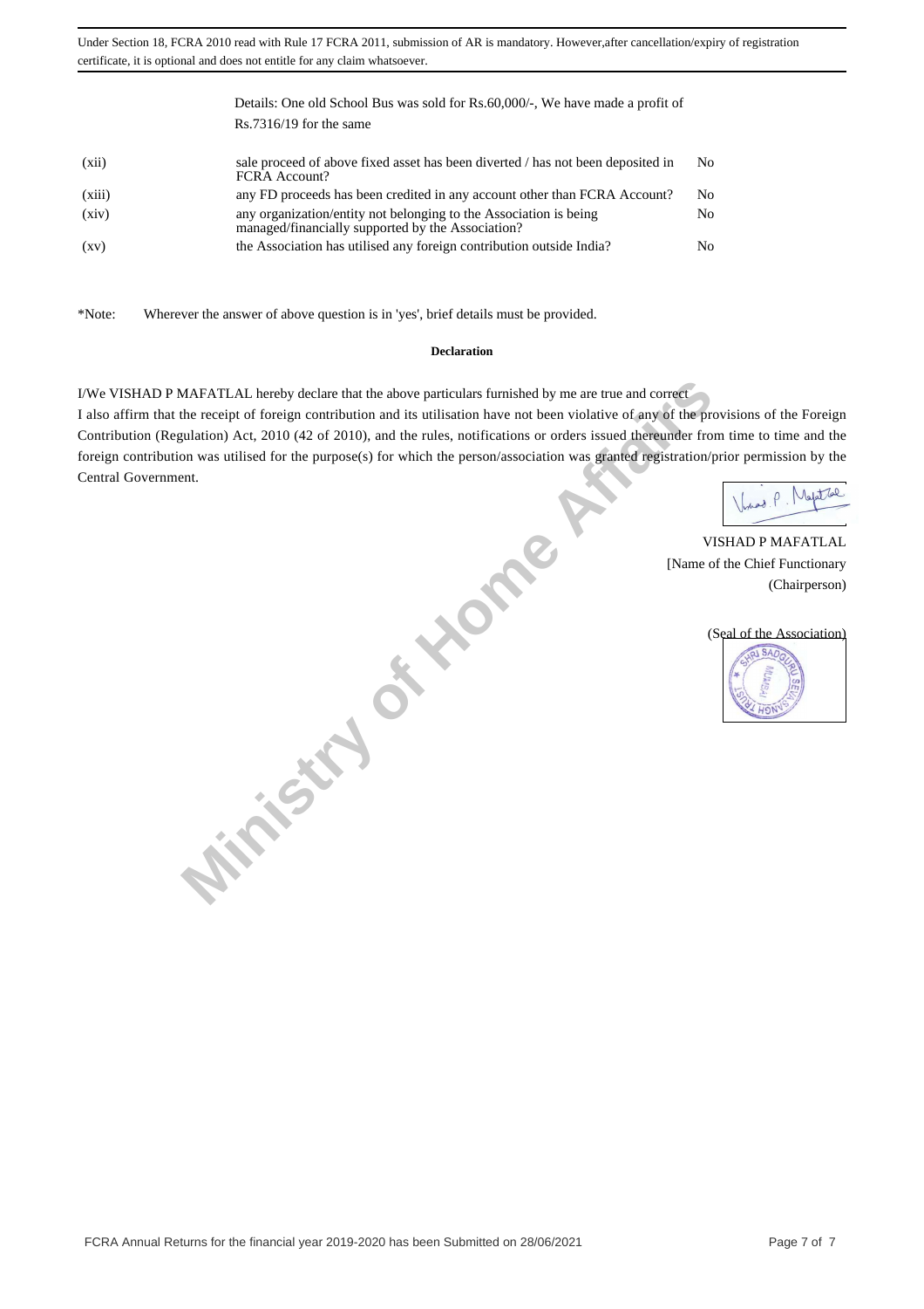Under Section 18, FCRA 2010 read with Rule 17 FCRA 2011, submission of AR is mandatory. However,after cancellation/expiry of registration certificate, it is optional and does not entitle for any claim whatsoever.

Details: One old School Bus was sold for Rs.60,000/-, We have made a profit of Rs.7316/19 for the same

| | | |
|---|---|---|
| (xii) | sale proceed of above fixed asset has been diverted / has not been deposited in FCRA Account? | No |
| (xiii) | any FD proceeds has been credited in any account other than FCRA Account? | No |
| (xiv) | any organization/entity not belonging to the Association is being managed/financially supported by the Association? | No |
| (xv) | the Association has utilised any foreign contribution outside India? | No |

*Note: Wherever the answer of above question is in 'yes', brief details must be provided.

**Declaration**

I/We VISHAD P MAFATLAL hereby declare that the above particulars furnished by me are true and correct

I also affirm that the receipt of foreign contribution and its utilisation have not been violative of any of the provisions of the Foreign Contribution (Regulation) Act, 2010 (42 of 2010), and the rules, notifications or orders issued thereunder from time to time and the foreign contribution was utilised for the purpose(s) for which the person/association was granted registration/prior permission by the Central Government.

VISHAD P MAFATLAL
[Name of the Chief Functionary
(Chairperson)

(Seal of the Association)

FCRA Annual Returns for the financial year 2019-2020 has been Submitted on 28/06/2021